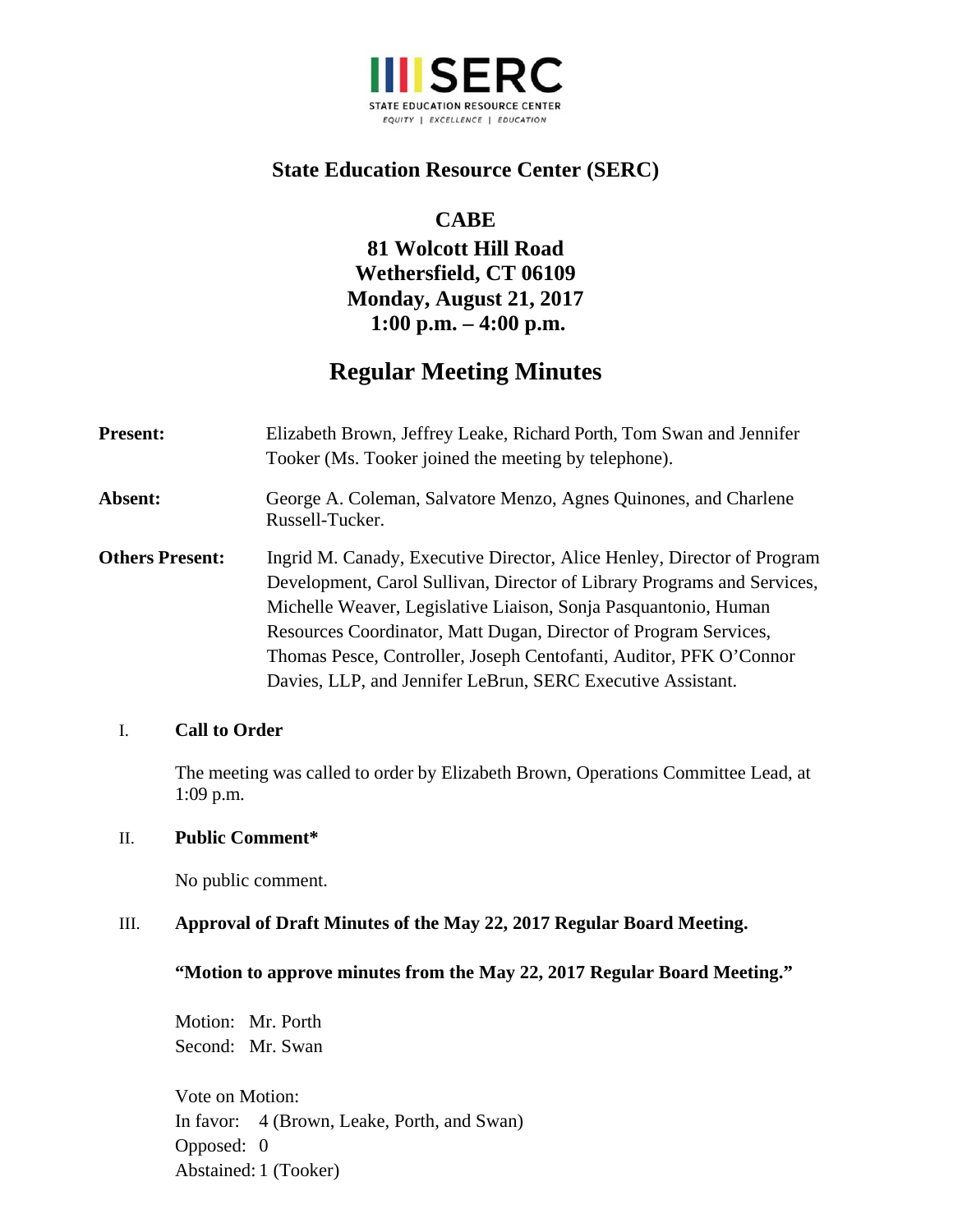SERC
STATE EDUCATION RESOURCE CENTER
EQUITY | EXCELLENCE | EDUCATION

# State Education Resource Center (SERC)

**CABE**
**81 Wolcott Hill Road**
**Wethersfield, CT 06109**
**Monday, August 21, 2017**
**1:00 p.m. – 4:00 p.m.**

## Regular Meeting Minutes

**Present:** Elizabeth Brown, Jeffrey Leake, Richard Porth, Tom Swan and Jennifer Tooker (Ms. Tooker joined the meeting by telephone).

**Absent:** George A. Coleman, Salvatore Menzo, Agnes Quinones, and Charlene Russell-Tucker.

**Others Present:** Ingrid M. Canady, Executive Director, Alice Henley, Director of Program Development, Carol Sullivan, Director of Library Programs and Services, Michelle Weaver, Legislative Liaison, Sonja Pasquantonio, Human Resources Coordinator, Matt Dugan, Director of Program Services, Thomas Pesce, Controller, Joseph Centofanti, Auditor, PFK O'Connor Davies, LLP, and Jennifer LeBrun, SERC Executive Assistant.

I. **Call to Order**

The meeting was called to order by Elizabeth Brown, Operations Committee Lead, at 1:09 p.m.

II. **Public Comment***

No public comment.

III. **Approval of Draft Minutes of the May 22, 2017 Regular Board Meeting.**

**"Motion to approve minutes from the May 22, 2017 Regular Board Meeting."**

Motion: Mr. Porth
Second: Mr. Swan

Vote on Motion:
In favor: 4 (Brown, Leake, Porth, and Swan)
Opposed: 0
Abstained: 1 (Tooker)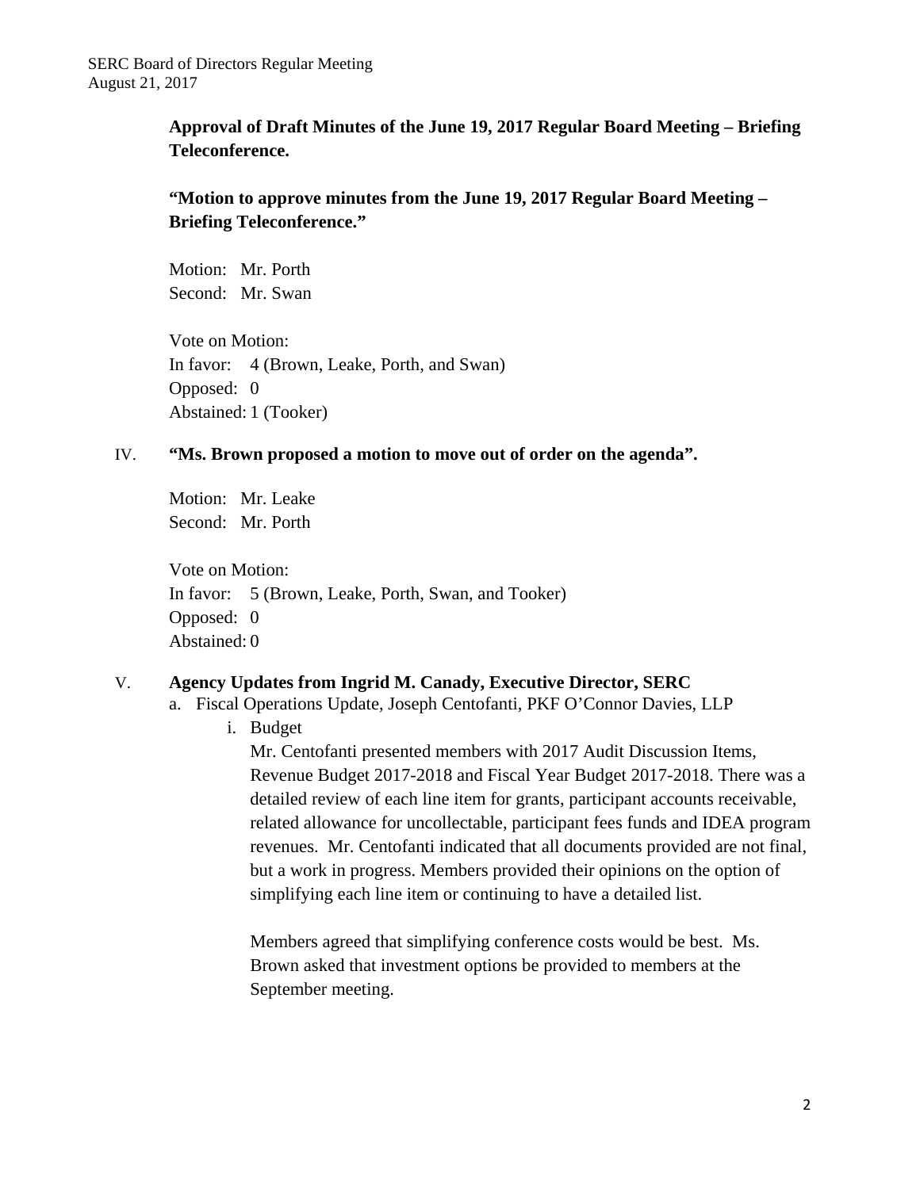**Approval of Draft Minutes of the June 19, 2017 Regular Board Meeting – Briefing Teleconference.**

**"Motion to approve minutes from the June 19, 2017 Regular Board Meeting – Briefing Teleconference."**

Motion: Mr. Porth
Second: Mr. Swan

Vote on Motion:
In favor: 4 (Brown, Leake, Porth, and Swan)
Opposed: 0
Abstained: 1 (Tooker)

IV. **"Ms. Brown proposed a motion to move out of order on the agenda".**

Motion: Mr. Leake
Second: Mr. Porth

Vote on Motion:
In favor: 5 (Brown, Leake, Porth, Swan, and Tooker)
Opposed: 0
Abstained: 0

V. **Agency Updates from Ingrid M. Canady, Executive Director, SERC**

a. Fiscal Operations Update, Joseph Centofanti, PKF O'Connor Davies, LLP

i. Budget

Mr. Centofanti presented members with 2017 Audit Discussion Items, Revenue Budget 2017-2018 and Fiscal Year Budget 2017-2018. There was a detailed review of each line item for grants, participant accounts receivable, related allowance for uncollectable, participant fees funds and IDEA program revenues. Mr. Centofanti indicated that all documents provided are not final, but a work in progress. Members provided their opinions on the option of simplifying each line item or continuing to have a detailed list.

Members agreed that simplifying conference costs would be best. Ms. Brown asked that investment options be provided to members at the September meeting.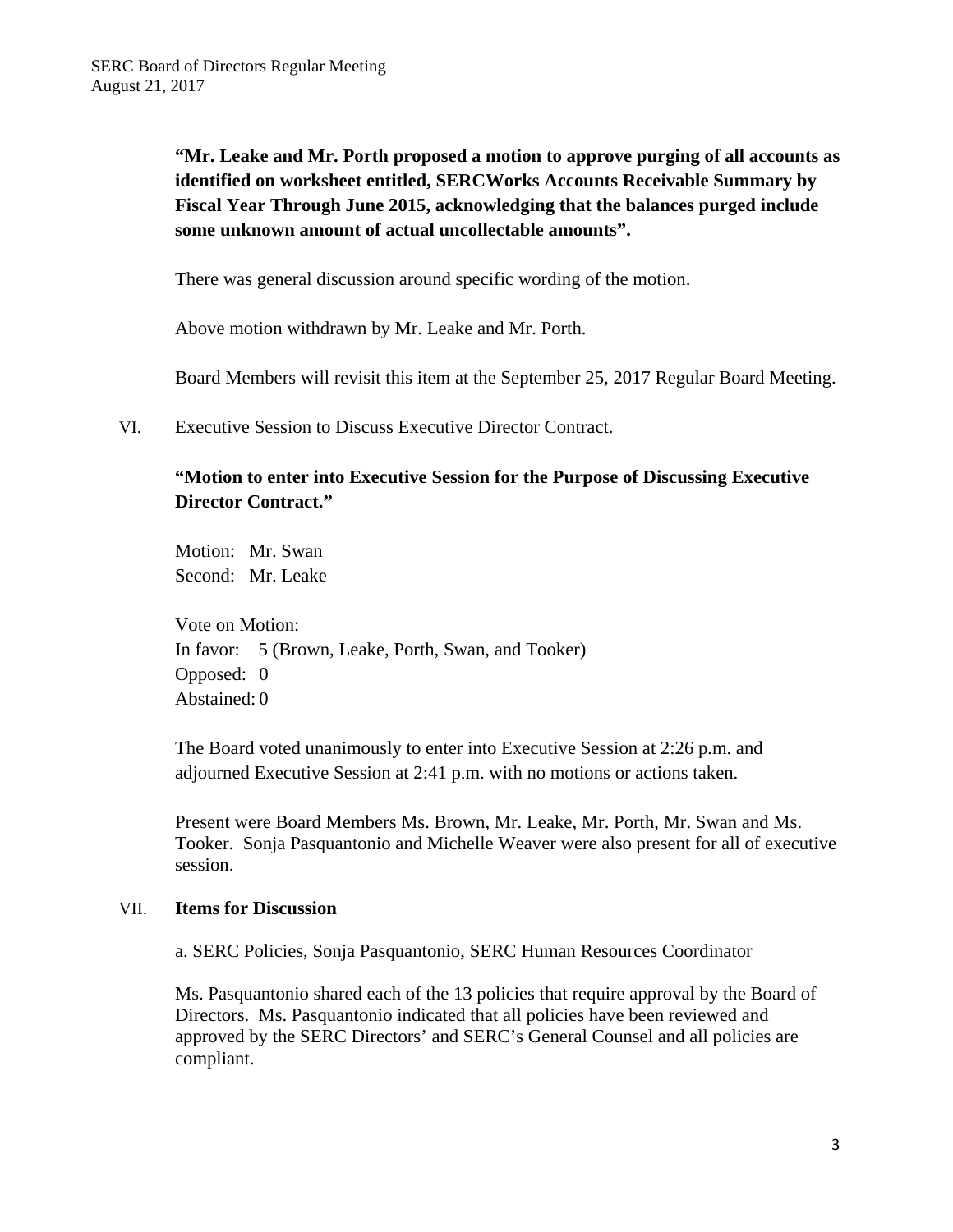**"Mr. Leake and Mr. Porth proposed a motion to approve purging of all accounts as identified on worksheet entitled, SERCWorks Accounts Receivable Summary by Fiscal Year Through June 2015, acknowledging that the balances purged include some unknown amount of actual uncollectable amounts".**

There was general discussion around specific wording of the motion.

Above motion withdrawn by Mr. Leake and Mr. Porth.

Board Members will revisit this item at the September 25, 2017 Regular Board Meeting.

VI. Executive Session to Discuss Executive Director Contract.

**"Motion to enter into Executive Session for the Purpose of Discussing Executive Director Contract."**

Motion: Mr. Swan
Second: Mr. Leake

Vote on Motion:
In favor: 5 (Brown, Leake, Porth, Swan, and Tooker)
Opposed: 0
Abstained: 0

The Board voted unanimously to enter into Executive Session at 2:26 p.m. and adjourned Executive Session at 2:41 p.m. with no motions or actions taken.

Present were Board Members Ms. Brown, Mr. Leake, Mr. Porth, Mr. Swan and Ms. Tooker. Sonja Pasquantonio and Michelle Weaver were also present for all of executive session.

VII. **Items for Discussion**

a. SERC Policies, Sonja Pasquantonio, SERC Human Resources Coordinator

Ms. Pasquantonio shared each of the 13 policies that require approval by the Board of Directors. Ms. Pasquantonio indicated that all policies have been reviewed and approved by the SERC Directors' and SERC's General Counsel and all policies are compliant.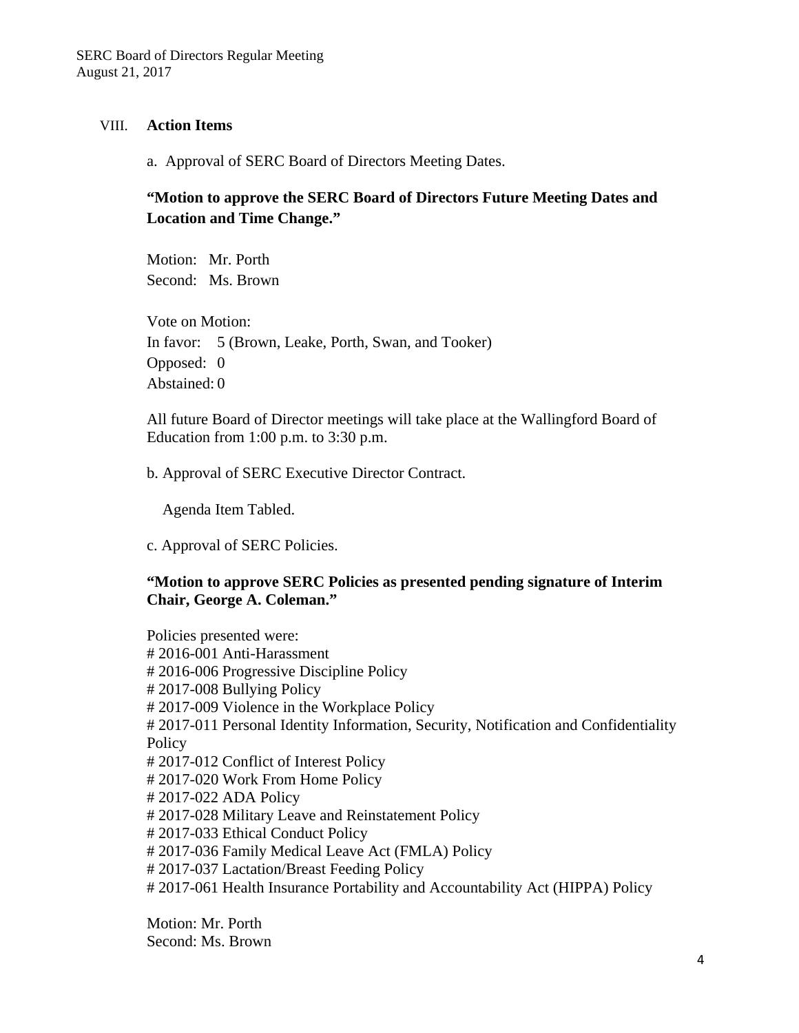## VIII. Action Items

a. Approval of SERC Board of Directors Meeting Dates.

**"Motion to approve the SERC Board of Directors Future Meeting Dates and Location and Time Change."**

Motion: Mr. Porth
Second: Ms. Brown

Vote on Motion:
In favor: 5 (Brown, Leake, Porth, Swan, and Tooker)
Opposed: 0
Abstained: 0

All future Board of Director meetings will take place at the Wallingford Board of Education from 1:00 p.m. to 3:30 p.m.

b. Approval of SERC Executive Director Contract.

Agenda Item Tabled.

c. Approval of SERC Policies.

**"Motion to approve SERC Policies as presented pending signature of Interim Chair, George A. Coleman."**

Policies presented were:
# 2016-001 Anti-Harassment
# 2016-006 Progressive Discipline Policy
# 2017-008 Bullying Policy
# 2017-009 Violence in the Workplace Policy
# 2017-011 Personal Identity Information, Security, Notification and Confidentiality Policy
# 2017-012 Conflict of Interest Policy
# 2017-020 Work From Home Policy
# 2017-022 ADA Policy
# 2017-028 Military Leave and Reinstatement Policy
# 2017-033 Ethical Conduct Policy
# 2017-036 Family Medical Leave Act (FMLA) Policy
# 2017-037 Lactation/Breast Feeding Policy
# 2017-061 Health Insurance Portability and Accountability Act (HIPPA) Policy

Motion: Mr. Porth
Second: Ms. Brown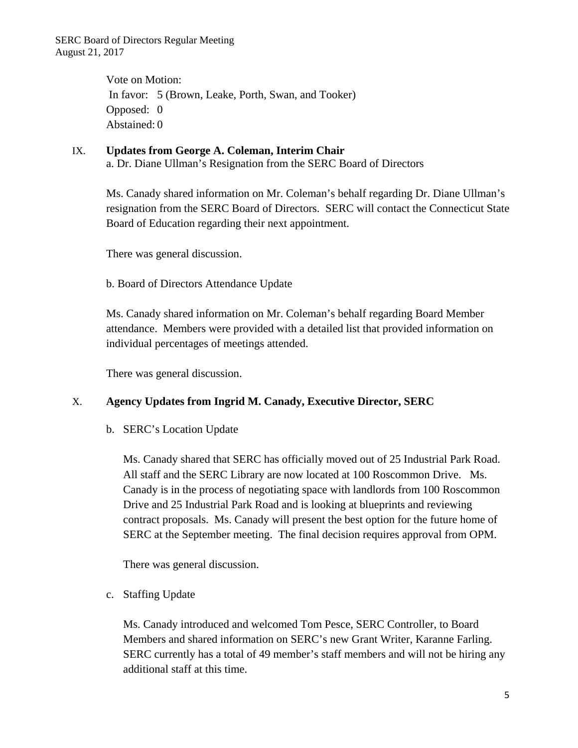Vote on Motion:
In favor: 5 (Brown, Leake, Porth, Swan, and Tooker)
Opposed: 0
Abstained: 0

IX. **Updates from George A. Coleman, Interim Chair**

a. Dr. Diane Ullman's Resignation from the SERC Board of Directors

Ms. Canady shared information on Mr. Coleman's behalf regarding Dr. Diane Ullman's resignation from the SERC Board of Directors. SERC will contact the Connecticut State Board of Education regarding their next appointment.

There was general discussion.

b. Board of Directors Attendance Update

Ms. Canady shared information on Mr. Coleman's behalf regarding Board Member attendance. Members were provided with a detailed list that provided information on individual percentages of meetings attended.

There was general discussion.

X. **Agency Updates from Ingrid M. Canady, Executive Director, SERC**

b. SERC's Location Update

Ms. Canady shared that SERC has officially moved out of 25 Industrial Park Road. All staff and the SERC Library are now located at 100 Roscommon Drive. Ms. Canady is in the process of negotiating space with landlords from 100 Roscommon Drive and 25 Industrial Park Road and is looking at blueprints and reviewing contract proposals. Ms. Canady will present the best option for the future home of SERC at the September meeting. The final decision requires approval from OPM.

There was general discussion.

c. Staffing Update

Ms. Canady introduced and welcomed Tom Pesce, SERC Controller, to Board Members and shared information on SERC's new Grant Writer, Karanne Farling. SERC currently has a total of 49 member's staff members and will not be hiring any additional staff at this time.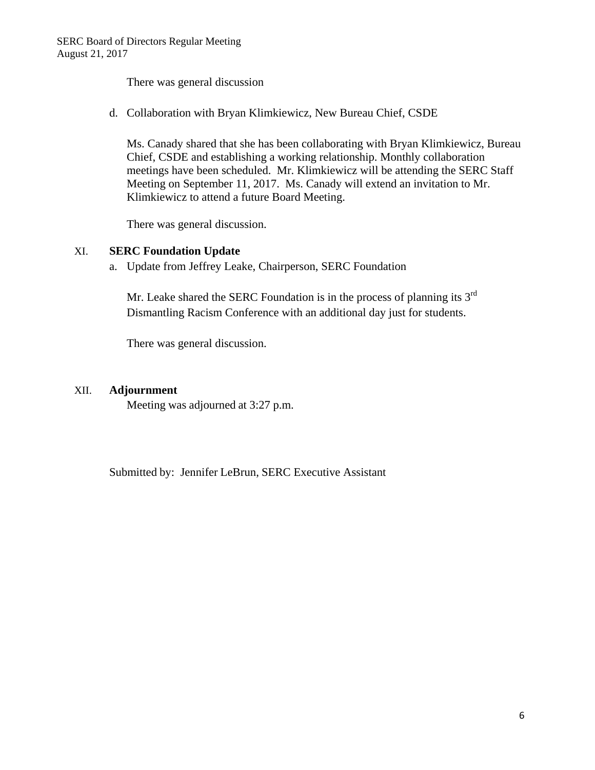There was general discussion

d. Collaboration with Bryan Klimkiewicz, New Bureau Chief, CSDE

   Ms. Canady shared that she has been collaborating with Bryan Klimkiewicz, Bureau Chief, CSDE and establishing a working relationship. Monthly collaboration meetings have been scheduled. Mr. Klimkiewicz will be attending the SERC Staff Meeting on September 11, 2017. Ms. Canady will extend an invitation to Mr. Klimkiewicz to attend a future Board Meeting.

   There was general discussion.

## XI. SERC Foundation Update

a. Update from Jeffrey Leake, Chairperson, SERC Foundation

   Mr. Leake shared the SERC Foundation is in the process of planning its 3rd Dismantling Racism Conference with an additional day just for students.

   There was general discussion.

## XII. Adjournment

Meeting was adjourned at 3:27 p.m.

Submitted by: Jennifer LeBrun, SERC Executive Assistant